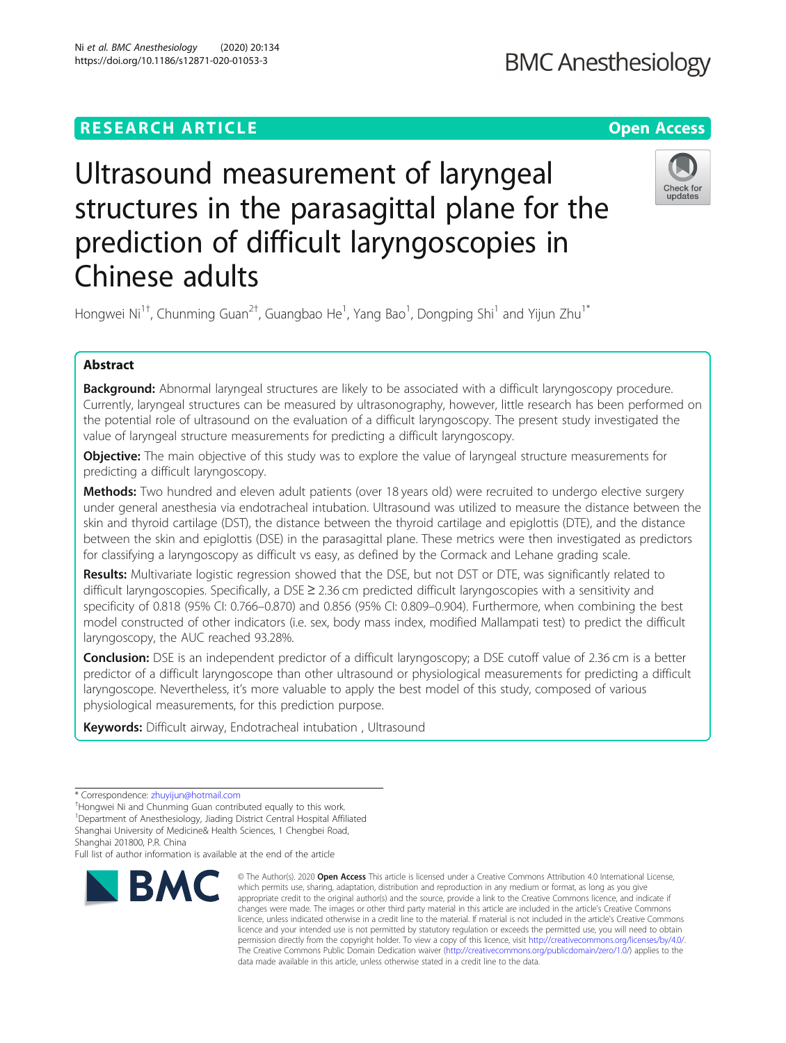RESEARCH ARTICLE

Open Access

# Ultrasound measurement of laryngeal structures in the parasagittal plane for the prediction of difficult laryngoscopies in Chinese adults

Hongwei Ni[1†], Chunming Guan[2†], Guangbao He[1], Yang Bao[1], Dongping Shi[1] and Yijun Zhu[1*]

## Abstract

**Background:** Abnormal laryngeal structures are likely to be associated with a difficult laryngoscopy procedure. Currently, laryngeal structures can be measured by ultrasonography, however, little research has been performed on the potential role of ultrasound on the evaluation of a difficult laryngoscopy. The present study investigated the value of laryngeal structure measurements for predicting a difficult laryngoscopy.

**Objective:** The main objective of this study was to explore the value of laryngeal structure measurements for predicting a difficult laryngoscopy.

**Methods:** Two hundred and eleven adult patients (over 18 years old) were recruited to undergo elective surgery under general anesthesia via endotracheal intubation. Ultrasound was utilized to measure the distance between the skin and thyroid cartilage (DST), the distance between the thyroid cartilage and epiglottis (DTE), and the distance between the skin and epiglottis (DSE) in the parasagittal plane. These metrics were then investigated as predictors for classifying a laryngoscopy as difficult vs easy, as defined by the Cormack and Lehane grading scale.

**Results:** Multivariate logistic regression showed that the DSE, but not DST or DTE, was significantly related to difficult laryngoscopies. Specifically, a DSE ≥ 2.36 cm predicted difficult laryngoscopies with a sensitivity and specificity of 0.818 (95% CI: 0.766–0.870) and 0.856 (95% CI: 0.809–0.904). Furthermore, when combining the best model constructed of other indicators (i.e. sex, body mass index, modified Mallampati test) to predict the difficult laryngoscopy, the AUC reached 93.28%.

**Conclusion:** DSE is an independent predictor of a difficult laryngoscopy; a DSE cutoff value of 2.36 cm is a better predictor of a difficult laryngoscope than other ultrasound or physiological measurements for predicting a difficult laryngoscope. Nevertheless, it's more valuable to apply the best model of this study, composed of various physiological measurements, for this prediction purpose.

**Keywords:** Difficult airway, Endotracheal intubation , Ultrasound

---

* Correspondence: zhuyijun@hotmail.com

†Hongwei Ni and Chunming Guan contributed equally to this work.

[1]Department of Anesthesiology, Jiading District Central Hospital Affiliated Shanghai University of Medicine& Health Sciences, 1 Chengbei Road, Shanghai 201800, P.R. China

Full list of author information is available at the end of the article

© The Author(s). 2020 **Open Access** This article is licensed under a Creative Commons Attribution 4.0 International License, which permits use, sharing, adaptation, distribution and reproduction in any medium or format, as long as you give appropriate credit to the original author(s) and the source, provide a link to the Creative Commons licence, and indicate if changes were made. The images or other third party material in this article are included in the article's Creative Commons licence, unless indicated otherwise in a credit line to the material. If material is not included in the article's Creative Commons licence and your intended use is not permitted by statutory regulation or exceeds the permitted use, you will need to obtain permission directly from the copyright holder. To view a copy of this licence, visit http://creativecommons.org/licenses/by/4.0/. The Creative Commons Public Domain Dedication waiver (http://creativecommons.org/publicdomain/zero/1.0/) applies to the data made available in this article, unless otherwise stated in a credit line to the data.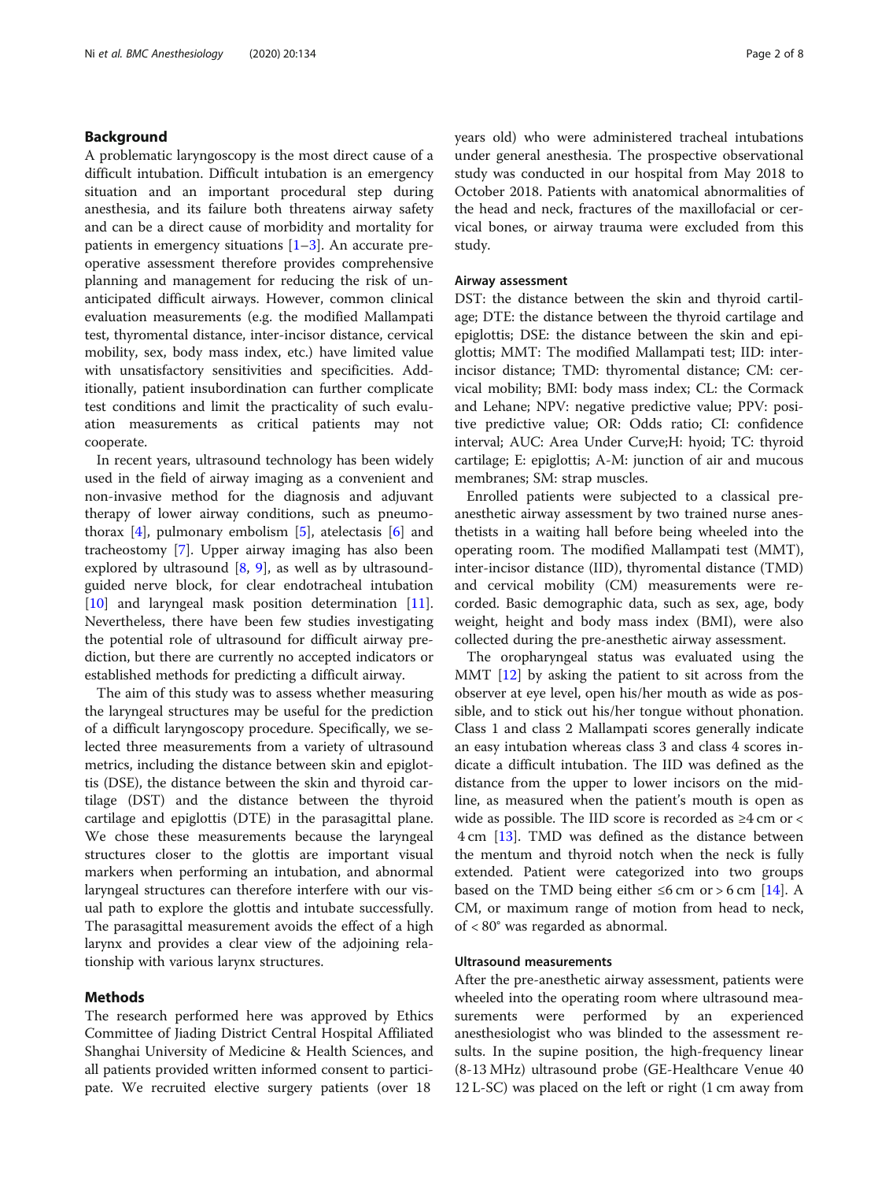## Background

A problematic laryngoscopy is the most direct cause of a difficult intubation. Difficult intubation is an emergency situation and an important procedural step during anesthesia, and its failure both threatens airway safety and can be a direct cause of morbidity and mortality for patients in emergency situations [1–3]. An accurate preoperative assessment therefore provides comprehensive planning and management for reducing the risk of unanticipated difficult airways. However, common clinical evaluation measurements (e.g. the modified Mallampati test, thyromental distance, inter-incisor distance, cervical mobility, sex, body mass index, etc.) have limited value with unsatisfactory sensitivities and specificities. Additionally, patient insubordination can further complicate test conditions and limit the practicality of such evaluation measurements as critical patients may not cooperate.

In recent years, ultrasound technology has been widely used in the field of airway imaging as a convenient and non-invasive method for the diagnosis and adjuvant therapy of lower airway conditions, such as pneumothorax [4], pulmonary embolism [5], atelectasis [6] and tracheostomy [7]. Upper airway imaging has also been explored by ultrasound [8, 9], as well as by ultrasound-guided nerve block, for clear endotracheal intubation [10] and laryngeal mask position determination [11]. Nevertheless, there have been few studies investigating the potential role of ultrasound for difficult airway prediction, but there are currently no accepted indicators or established methods for predicting a difficult airway.

The aim of this study was to assess whether measuring the laryngeal structures may be useful for the prediction of a difficult laryngoscopy procedure. Specifically, we selected three measurements from a variety of ultrasound metrics, including the distance between skin and epiglottis (DSE), the distance between the skin and thyroid cartilage (DST) and the distance between the thyroid cartilage and epiglottis (DTE) in the parasagittal plane. We chose these measurements because the laryngeal structures closer to the glottis are important visual markers when performing an intubation, and abnormal laryngeal structures can therefore interfere with our visual path to explore the glottis and intubate successfully. The parasagittal measurement avoids the effect of a high larynx and provides a clear view of the adjoining relationship with various larynx structures.

## Methods

The research performed here was approved by Ethics Committee of Jiading District Central Hospital Affiliated Shanghai University of Medicine & Health Sciences, and all patients provided written informed consent to participate. We recruited elective surgery patients (over 18 years old) who were administered tracheal intubations under general anesthesia. The prospective observational study was conducted in our hospital from May 2018 to October 2018. Patients with anatomical abnormalities of the head and neck, fractures of the maxillofacial or cervical bones, or airway trauma were excluded from this study.

### Airway assessment

DST: the distance between the skin and thyroid cartilage; DTE: the distance between the thyroid cartilage and epiglottis; DSE: the distance between the skin and epiglottis; MMT: The modified Mallampati test; IID: inter-incisor distance; TMD: thyromental distance; CM: cervical mobility; BMI: body mass index; CL: the Cormack and Lehane; NPV: negative predictive value; PPV: positive predictive value; OR: Odds ratio; CI: confidence interval; AUC: Area Under Curve;H: hyoid; TC: thyroid cartilage; E: epiglottis; A-M: junction of air and mucous membranes; SM: strap muscles.

Enrolled patients were subjected to a classical pre-anesthetic airway assessment by two trained nurse anesthetists in a waiting hall before being wheeled into the operating room. The modified Mallampati test (MMT), inter-incisor distance (IID), thyromental distance (TMD) and cervical mobility (CM) measurements were recorded. Basic demographic data, such as sex, age, body weight, height and body mass index (BMI), were also collected during the pre-anesthetic airway assessment.

The oropharyngeal status was evaluated using the MMT [12] by asking the patient to sit across from the observer at eye level, open his/her mouth as wide as possible, and to stick out his/her tongue without phonation. Class 1 and class 2 Mallampati scores generally indicate an easy intubation whereas class 3 and class 4 scores indicate a difficult intubation. The IID was defined as the distance from the upper to lower incisors on the midline, as measured when the patient's mouth is open as wide as possible. The IID score is recorded as ≥4 cm or < 4 cm [13]. TMD was defined as the distance between the mentum and thyroid notch when the neck is fully extended. Patient were categorized into two groups based on the TMD being either ≤6 cm or > 6 cm [14]. A CM, or maximum range of motion from head to neck, of < 80° was regarded as abnormal.

### Ultrasound measurements

After the pre-anesthetic airway assessment, patients were wheeled into the operating room where ultrasound measurements were performed by an experienced anesthesiologist who was blinded to the assessment results. In the supine position, the high-frequency linear (8-13 MHz) ultrasound probe (GE-Healthcare Venue 40 12 L-SC) was placed on the left or right (1 cm away from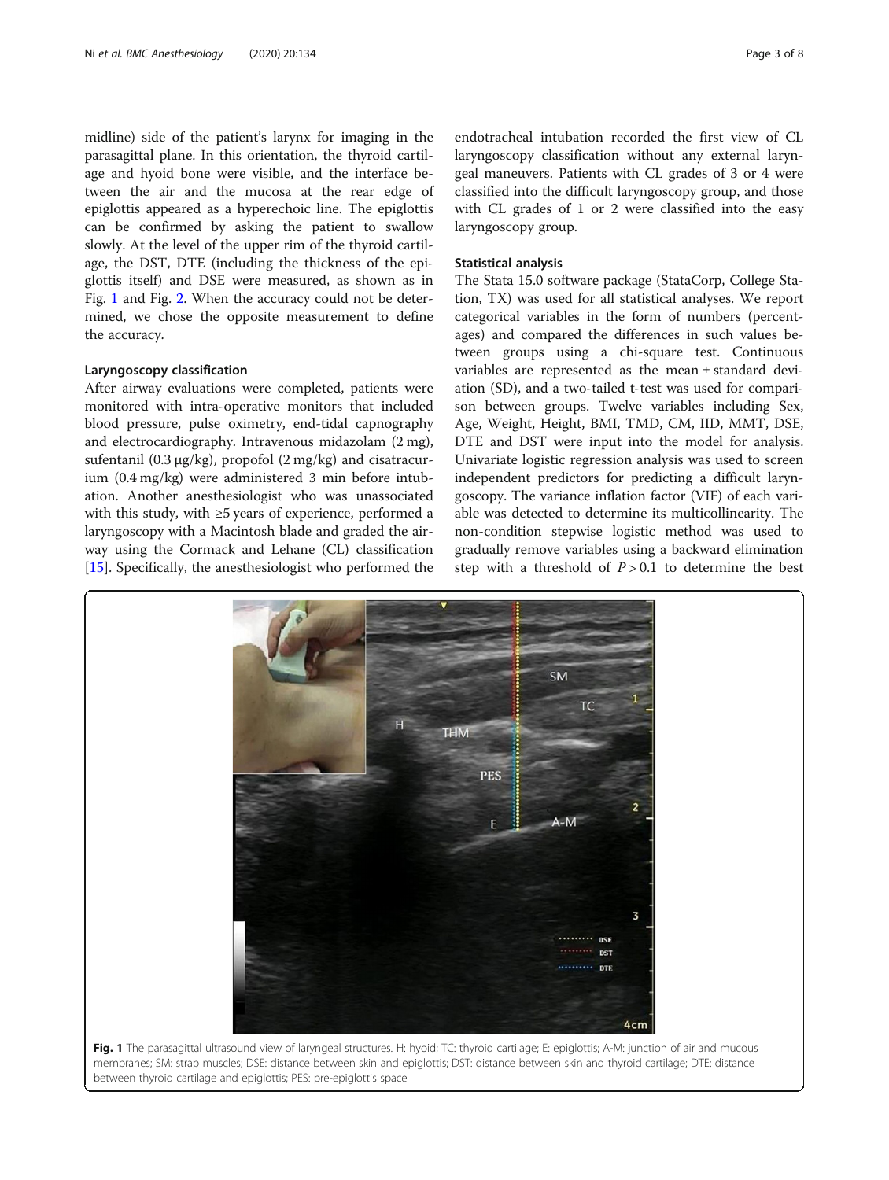midline) side of the patient's larynx for imaging in the parasagittal plane. In this orientation, the thyroid cartilage and hyoid bone were visible, and the interface between the air and the mucosa at the rear edge of epiglottis appeared as a hyperechoic line. The epiglottis can be confirmed by asking the patient to swallow slowly. At the level of the upper rim of the thyroid cartilage, the DST, DTE (including the thickness of the epiglottis itself) and DSE were measured, as shown as in Fig. 1 and Fig. 2. When the accuracy could not be determined, we chose the opposite measurement to define the accuracy.

### Laryngoscopy classification

After airway evaluations were completed, patients were monitored with intra-operative monitors that included blood pressure, pulse oximetry, end-tidal capnography and electrocardiography. Intravenous midazolam (2 mg), sufentanil (0.3 μg/kg), propofol (2 mg/kg) and cisatracurium (0.4 mg/kg) were administered 3 min before intubation. Another anesthesiologist who was unassociated with this study, with ≥5 years of experience, performed a laryngoscopy with a Macintosh blade and graded the airway using the Cormack and Lehane (CL) classification [15]. Specifically, the anesthesiologist who performed the endotracheal intubation recorded the first view of CL laryngoscopy classification without any external laryngeal maneuvers. Patients with CL grades of 3 or 4 were classified into the difficult laryngoscopy group, and those with CL grades of 1 or 2 were classified into the easy laryngoscopy group.

### Statistical analysis

The Stata 15.0 software package (StataCorp, College Station, TX) was used for all statistical analyses. We report categorical variables in the form of numbers (percentages) and compared the differences in such values between groups using a chi-square test. Continuous variables are represented as the mean ± standard deviation (SD), and a two-tailed t-test was used for comparison between groups. Twelve variables including Sex, Age, Weight, Height, BMI, TMD, CM, IID, MMT, DSE, DTE and DST were input into the model for analysis. Univariate logistic regression analysis was used to screen independent predictors for predicting a difficult laryngoscopy. The variance inflation factor (VIF) of each variable was detected to determine its multicollinearity. The non-condition stepwise logistic method was used to gradually remove variables using a backward elimination step with a threshold of $P > 0.1$ to determine the best

**Fig. 1** The parasagittal ultrasound view of laryngeal structures. H: hyoid; TC: thyroid cartilage; E: epiglottis; A-M: junction of air and mucous membranes; SM: strap muscles; DSE: distance between skin and epiglottis; DST: distance between skin and thyroid cartilage; DTE: distance between thyroid cartilage and epiglottis; PES: pre-epiglottis space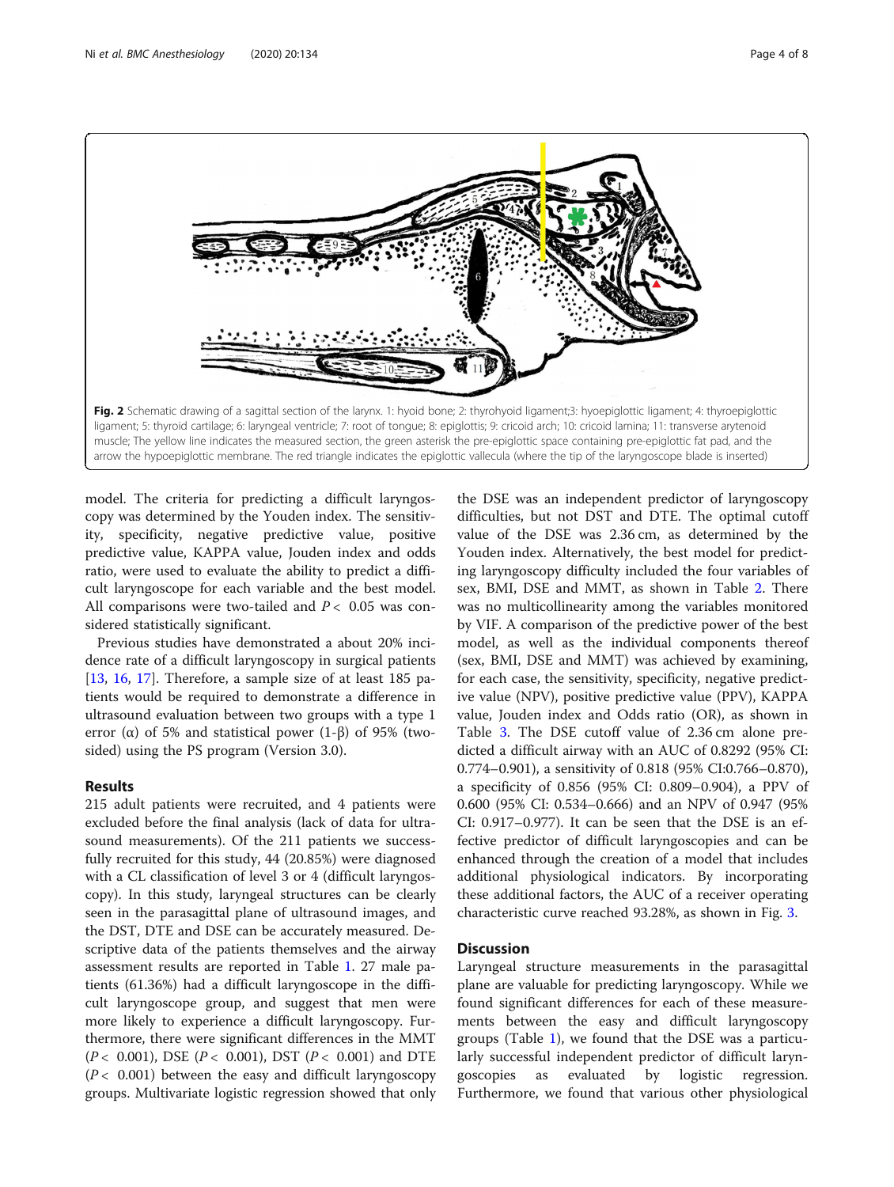Fig. 2 Schematic drawing of a sagittal section of the larynx. 1: hyoid bone; 2: thyrohyoid ligament;3: hyoepiglottic ligament; 4: thyroepiglottic ligament; 5: thyroid cartilage; 6: laryngeal ventricle; 7: root of tongue; 8: epiglottis; 9: cricoid arch; 10: cricoid lamina; 11: transverse arytenoid muscle; The yellow line indicates the measured section, the green asterisk the pre-epiglottic space containing pre-epiglottic fat pad, and the arrow the hypoepiglottic membrane. The red triangle indicates the epiglottic vallecula (where the tip of the laryngoscope blade is inserted)

model. The criteria for predicting a difficult laryngoscopy was determined by the Youden index. The sensitivity, specificity, negative predictive value, positive predictive value, KAPPA value, Jouden index and odds ratio, were used to evaluate the ability to predict a difficult laryngoscope for each variable and the best model. All comparisons were two-tailed and $P < 0.05$ was considered statistically significant.

Previous studies have demonstrated a about 20% incidence rate of a difficult laryngoscopy in surgical patients [13, 16, 17]. Therefore, a sample size of at least 185 patients would be required to demonstrate a difference in ultrasound evaluation between two groups with a type 1 error (α) of 5% and statistical power (1-β) of 95% (two-sided) using the PS program (Version 3.0).

## Results

215 adult patients were recruited, and 4 patients were excluded before the final analysis (lack of data for ultrasound measurements). Of the 211 patients we successfully recruited for this study, 44 (20.85%) were diagnosed with a CL classification of level 3 or 4 (difficult laryngoscopy). In this study, laryngeal structures can be clearly seen in the parasagittal plane of ultrasound images, and the DST, DTE and DSE can be accurately measured. Descriptive data of the patients themselves and the airway assessment results are reported in Table 1. 27 male patients (61.36%) had a difficult laryngoscope in the difficult laryngoscope group, and suggest that men were more likely to experience a difficult laryngoscopy. Furthermore, there were significant differences in the MMT ($P < 0.001$), DSE ($P < 0.001$), DST ($P < 0.001$) and DTE ($P < 0.001$) between the easy and difficult laryngoscopy groups. Multivariate logistic regression showed that only the DSE was an independent predictor of laryngoscopy difficulties, but not DST and DTE. The optimal cutoff value of the DSE was 2.36 cm, as determined by the Youden index. Alternatively, the best model for predicting laryngoscopy difficulty included the four variables of sex, BMI, DSE and MMT, as shown in Table 2. There was no multicollinearity among the variables monitored by VIF. A comparison of the predictive power of the best model, as well as the individual components thereof (sex, BMI, DSE and MMT) was achieved by examining, for each case, the sensitivity, specificity, negative predictive value (NPV), positive predictive value (PPV), KAPPA value, Jouden index and Odds ratio (OR), as shown in Table 3. The DSE cutoff value of 2.36 cm alone predicted a difficult airway with an AUC of 0.8292 (95% CI: 0.774–0.901), a sensitivity of 0.818 (95% CI:0.766–0.870), a specificity of 0.856 (95% CI: 0.809–0.904), a PPV of 0.600 (95% CI: 0.534–0.666) and an NPV of 0.947 (95% CI: 0.917–0.977). It can be seen that the DSE is an effective predictor of difficult laryngoscopies and can be enhanced through the creation of a model that includes additional physiological indicators. By incorporating these additional factors, the AUC of a receiver operating characteristic curve reached 93.28%, as shown in Fig. 3.

## Discussion

Laryngeal structure measurements in the parasagittal plane are valuable for predicting laryngoscopy. While we found significant differences for each of these measurements between the easy and difficult laryngoscopy groups (Table 1), we found that the DSE was a particularly successful independent predictor of difficult laryngoscopies as evaluated by logistic regression. Furthermore, we found that various other physiological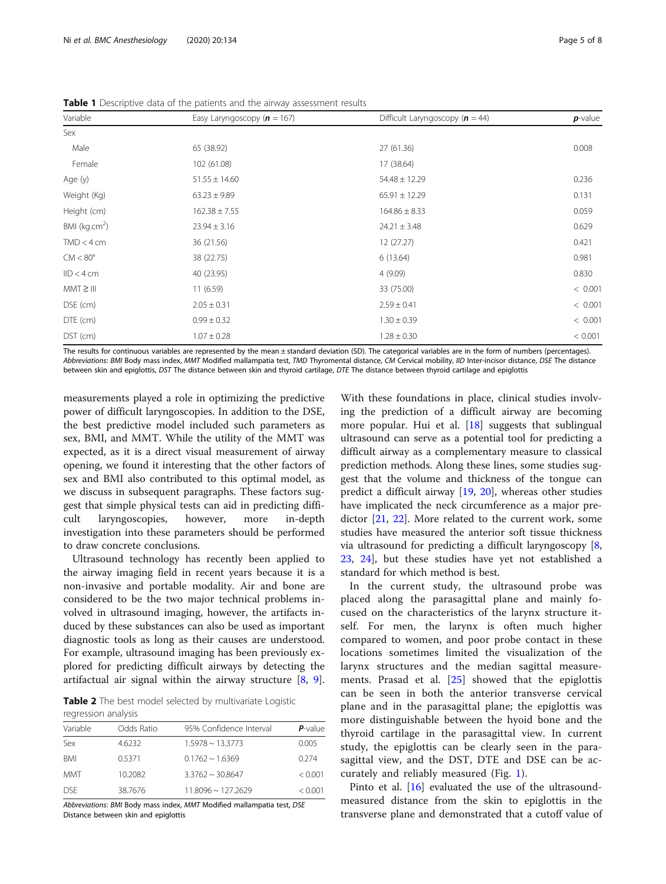**Table 1** Descriptive data of the patients and the airway assessment results

| Variable | Easy Laryngoscopy (***n*** = 167) | Difficult Laryngoscopy (***n*** = 44) | ***p***-value |
|---|---|---|---|
| Sex | | | |
| Male | 65 (38.92) | 27 (61.36) | 0.008 |
| Female | 102 (61.08) | 17 (38.64) | |
| Age (y) | 51.55 ± 14.60 | 54.48 ± 12.29 | 0.236 |
| Weight (Kg) | 63.23 ± 9.89 | 65.91 ± 12.29 | 0.131 |
| Height (cm) | 162.38 ± 7.55 | 164.86 ± 8.33 | 0.059 |
| BMI (kg.cm$^2$) | 23.94 ± 3.16 | 24.21 ± 3.48 | 0.629 |
| TMD < 4 cm | 36 (21.56) | 12 (27.27) | 0.421 |
| CM < 80° | 38 (22.75) | 6 (13.64) | 0.981 |
| IID < 4 cm | 40 (23.95) | 4 (9.09) | 0.830 |
| MMT ≥ III | 11 (6.59) | 33 (75.00) | < 0.001 |
| DSE (cm) | 2.05 ± 0.31 | 2.59 ± 0.41 | < 0.001 |
| DTE (cm) | 0.99 ± 0.32 | 1.30 ± 0.39 | < 0.001 |
| DST (cm) | 1.07 ± 0.28 | 1.28 ± 0.30 | < 0.001 |

The results for continuous variables are represented by the mean ± standard deviation (SD). The categorical variables are in the form of numbers (percentages). *Abbreviations*: *BMI* Body mass index, *MMT* Modified mallampatia test, *TMD* Thyromental distance, *CM* Cervical mobility, *IID* Inter-incisor distance, *DSE* The distance between skin and epiglottis, *DST* The distance between skin and thyroid cartilage, *DTE* The distance between thyroid cartilage and epiglottis

measurements played a role in optimizing the predictive power of difficult laryngoscopies. In addition to the DSE, the best predictive model included such parameters as sex, BMI, and MMT. While the utility of the MMT was expected, as it is a direct visual measurement of airway opening, we found it interesting that the other factors of sex and BMI also contributed to this optimal model, as we discuss in subsequent paragraphs. These factors suggest that simple physical tests can aid in predicting difficult laryngoscopies, however, more in-depth investigation into these parameters should be performed to draw concrete conclusions.

Ultrasound technology has recently been applied to the airway imaging field in recent years because it is a non-invasive and portable modality. Air and bone are considered to be the two major technical problems involved in ultrasound imaging, however, the artifacts induced by these substances can also be used as important diagnostic tools as long as their causes are understood. For example, ultrasound imaging has been previously explored for predicting difficult airways by detecting the artifactual air signal within the airway structure [8, 9].

**Table 2** The best model selected by multivariate Logistic regression analysis

| Variable | Odds Ratio | 95% Confidence Interval | ***P***-value |
|---|---|---|---|
| Sex | 4.6232 | 1.5978 ~ 13.3773 | 0.005 |
| BMI | 0.5371 | 0.1762 ~ 1.6369 | 0.274 |
| MMT | 10.2082 | 3.3762 ~ 30.8647 | < 0.001 |
| DSE | 38.7676 | 11.8096 ~ 127.2629 | < 0.001 |

*Abbreviations*: *BMI* Body mass index, *MMT* Modified mallampatia test, *DSE* Distance between skin and epiglottis

With these foundations in place, clinical studies involving the prediction of a difficult airway are becoming more popular. Hui et al. [18] suggests that sublingual ultrasound can serve as a potential tool for predicting a difficult airway as a complementary measure to classical prediction methods. Along these lines, some studies suggest that the volume and thickness of the tongue can predict a difficult airway [19, 20], whereas other studies have implicated the neck circumference as a major predictor [21, 22]. More related to the current work, some studies have measured the anterior soft tissue thickness via ultrasound for predicting a difficult laryngoscopy [8, 23, 24], but these studies have yet not established a standard for which method is best.

In the current study, the ultrasound probe was placed along the parasagittal plane and mainly focused on the characteristics of the larynx structure itself. For men, the larynx is often much higher compared to women, and poor probe contact in these locations sometimes limited the visualization of the larynx structures and the median sagittal measurements. Prasad et al. [25] showed that the epiglottis can be seen in both the anterior transverse cervical plane and in the parasagittal plane; the epiglottis was more distinguishable between the hyoid bone and the thyroid cartilage in the parasagittal view. In current study, the epiglottis can be clearly seen in the parasagittal view, and the DST, DTE and DSE can be accurately and reliably measured (Fig. 1).

Pinto et al. [16] evaluated the use of the ultrasound-measured distance from the skin to epiglottis in the transverse plane and demonstrated that a cutoff value of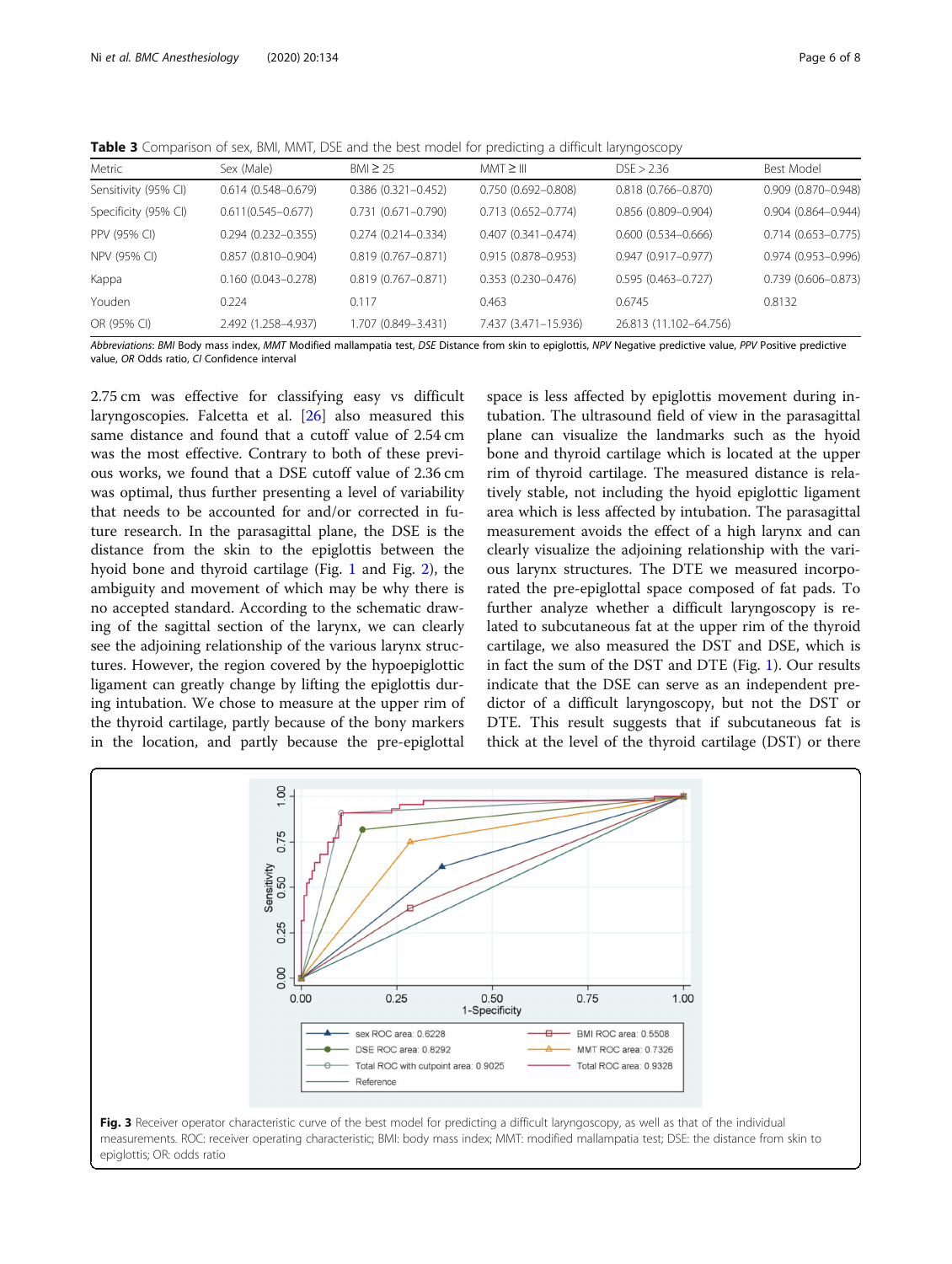**Table 3** Comparison of sex, BMI, MMT, DSE and the best model for predicting a difficult laryngoscopy

| Metric | Sex (Male) | BMI ≥ 25 | MMT ≥ III | DSE > 2.36 | Best Model |
|---|---|---|---|---|---|
| Sensitivity (95% CI) | 0.614 (0.548–0.679) | 0.386 (0.321–0.452) | 0.750 (0.692–0.808) | 0.818 (0.766–0.870) | 0.909 (0.870–0.948) |
| Specificity (95% CI) | 0.611(0.545–0.677) | 0.731 (0.671–0.790) | 0.713 (0.652–0.774) | 0.856 (0.809–0.904) | 0.904 (0.864–0.944) |
| PPV (95% CI) | 0.294 (0.232–0.355) | 0.274 (0.214–0.334) | 0.407 (0.341–0.474) | 0.600 (0.534–0.666) | 0.714 (0.653–0.775) |
| NPV (95% CI) | 0.857 (0.810–0.904) | 0.819 (0.767–0.871) | 0.915 (0.878–0.953) | 0.947 (0.917–0.977) | 0.974 (0.953–0.996) |
| Kappa | 0.160 (0.043–0.278) | 0.819 (0.767–0.871) | 0.353 (0.230–0.476) | 0.595 (0.463–0.727) | 0.739 (0.606–0.873) |
| Youden | 0.224 | 0.117 | 0.463 | 0.6745 | 0.8132 |
| OR (95% CI) | 2.492 (1.258–4.937) | 1.707 (0.849–3.431) | 7.437 (3.471–15.936) | 26.813 (11.102–64.756) | |

*Abbreviations*: *BMI* Body mass index, *MMT* Modified mallampatia test, *DSE* Distance from skin to epiglottis, *NPV* Negative predictive value, *PPV* Positive predictive value, *OR* Odds ratio, *CI* Confidence interval

2.75 cm was effective for classifying easy vs difficult laryngoscopies. Falcetta et al. [26] also measured this same distance and found that a cutoff value of 2.54 cm was the most effective. Contrary to both of these previous works, we found that a DSE cutoff value of 2.36 cm was optimal, thus further presenting a level of variability that needs to be accounted for and/or corrected in future research. In the parasagittal plane, the DSE is the distance from the skin to the epiglottis between the hyoid bone and thyroid cartilage (Fig. 1 and Fig. 2), the ambiguity and movement of which may be why there is no accepted standard. According to the schematic drawing of the sagittal section of the larynx, we can clearly see the adjoining relationship of the various larynx structures. However, the region covered by the hypoepiglottic ligament can greatly change by lifting the epiglottis during intubation. We chose to measure at the upper rim of the thyroid cartilage, partly because of the bony markers in the location, and partly because the pre-epiglottal space is less affected by epiglottis movement during intubation. The ultrasound field of view in the parasagittal plane can visualize the landmarks such as the hyoid bone and thyroid cartilage which is located at the upper rim of thyroid cartilage. The measured distance is relatively stable, not including the hyoid epiglottic ligament area which is less affected by intubation. The parasagittal measurement avoids the effect of a high larynx and can clearly visualize the adjoining relationship with the various larynx structures. The DTE we measured incorporated the pre-epiglottal space composed of fat pads. To further analyze whether a difficult laryngoscopy is related to subcutaneous fat at the upper rim of the thyroid cartilage, we also measured the DST and DSE, which is in fact the sum of the DST and DTE (Fig. 1). Our results indicate that the DSE can serve as an independent predictor of a difficult laryngoscopy, but not the DST or DTE. This result suggests that if subcutaneous fat is thick at the level of the thyroid cartilage (DST) or there

**Fig. 3** Receiver operator characteristic curve of the best model for predicting a difficult laryngoscopy, as well as that of the individual measurements. ROC: receiver operating characteristic; BMI: body mass index; MMT: modified mallampatia test; DSE: the distance from skin to epiglottis; OR: odds ratio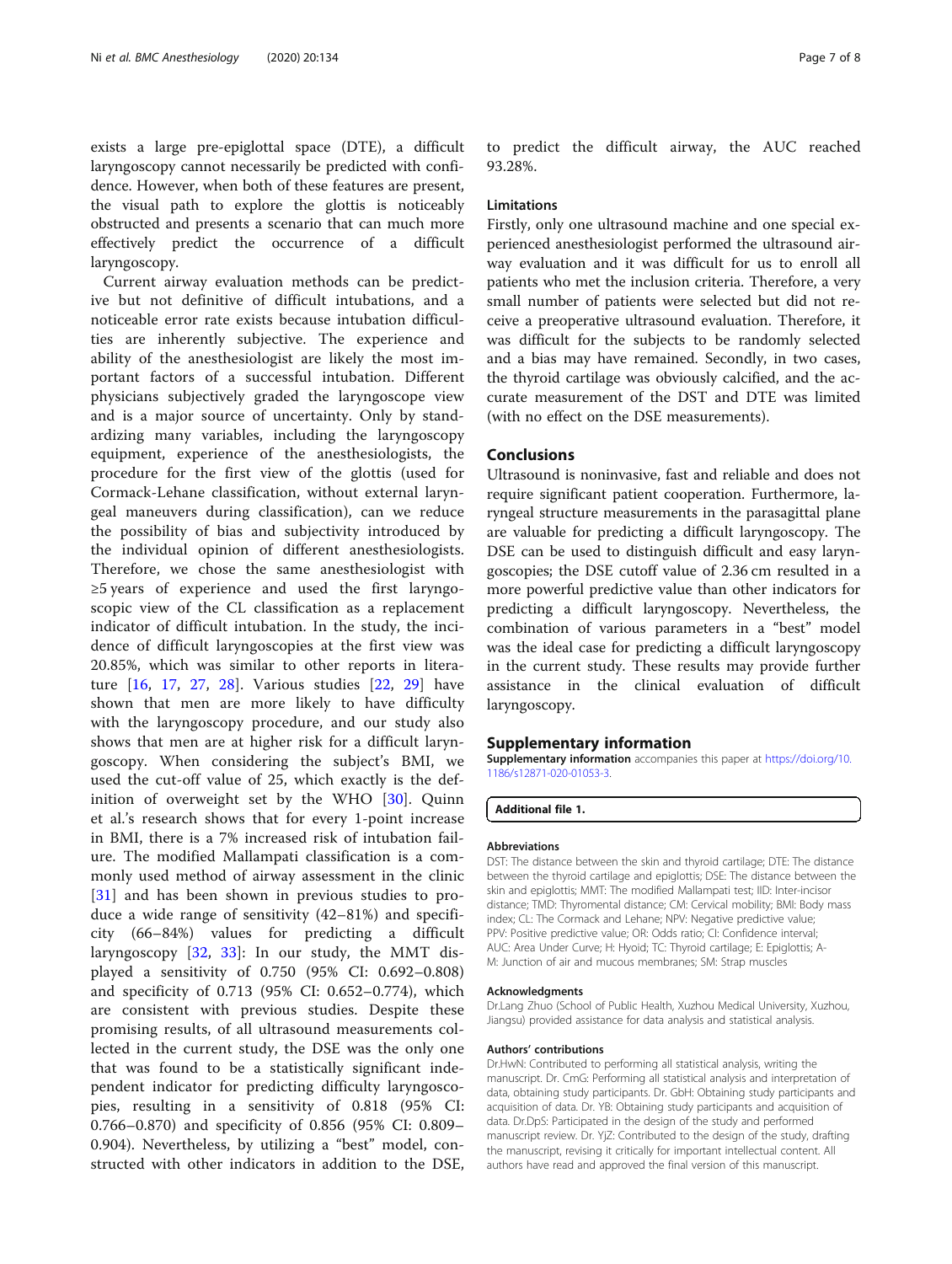exists a large pre-epiglottal space (DTE), a difficult laryngoscopy cannot necessarily be predicted with confidence. However, when both of these features are present, the visual path to explore the glottis is noticeably obstructed and presents a scenario that can much more effectively predict the occurrence of a difficult laryngoscopy.

Current airway evaluation methods can be predictive but not definitive of difficult intubations, and a noticeable error rate exists because intubation difficulties are inherently subjective. The experience and ability of the anesthesiologist are likely the most important factors of a successful intubation. Different physicians subjectively graded the laryngoscope view and is a major source of uncertainty. Only by standardizing many variables, including the laryngoscopy equipment, experience of the anesthesiologists, the procedure for the first view of the glottis (used for Cormack-Lehane classification, without external laryngeal maneuvers during classification), can we reduce the possibility of bias and subjectivity introduced by the individual opinion of different anesthesiologists. Therefore, we chose the same anesthesiologist with ≥5 years of experience and used the first laryngoscopic view of the CL classification as a replacement indicator of difficult intubation. In the study, the incidence of difficult laryngoscopies at the first view was 20.85%, which was similar to other reports in literature [16, 17, 27, 28]. Various studies [22, 29] have shown that men are more likely to have difficulty with the laryngoscopy procedure, and our study also shows that men are at higher risk for a difficult laryngoscopy. When considering the subject's BMI, we used the cut-off value of 25, which exactly is the definition of overweight set by the WHO [30]. Quinn et al.'s research shows that for every 1-point increase in BMI, there is a 7% increased risk of intubation failure. The modified Mallampati classification is a commonly used method of airway assessment in the clinic [31] and has been shown in previous studies to produce a wide range of sensitivity (42–81%) and specificity (66–84%) values for predicting a difficult laryngoscopy [32, 33]: In our study, the MMT displayed a sensitivity of 0.750 (95% CI: 0.692–0.808) and specificity of 0.713 (95% CI: 0.652–0.774), which are consistent with previous studies. Despite these promising results, of all ultrasound measurements collected in the current study, the DSE was the only one that was found to be a statistically significant independent indicator for predicting difficulty laryngoscopies, resulting in a sensitivity of 0.818 (95% CI: 0.766–0.870) and specificity of 0.856 (95% CI: 0.809–0.904). Nevertheless, by utilizing a "best" model, constructed with other indicators in addition to the DSE, to predict the difficult airway, the AUC reached 93.28%.

### Limitations

Firstly, only one ultrasound machine and one special experienced anesthesiologist performed the ultrasound airway evaluation and it was difficult for us to enroll all patients who met the inclusion criteria. Therefore, a very small number of patients were selected but did not receive a preoperative ultrasound evaluation. Therefore, it was difficult for the subjects to be randomly selected and a bias may have remained. Secondly, in two cases, the thyroid cartilage was obviously calcified, and the accurate measurement of the DST and DTE was limited (with no effect on the DSE measurements).

## Conclusions

Ultrasound is noninvasive, fast and reliable and does not require significant patient cooperation. Furthermore, laryngeal structure measurements in the parasagittal plane are valuable for predicting a difficult laryngoscopy. The DSE can be used to distinguish difficult and easy laryngoscopies; the DSE cutoff value of 2.36 cm resulted in a more powerful predictive value than other indicators for predicting a difficult laryngoscopy. Nevertheless, the combination of various parameters in a "best" model was the ideal case for predicting a difficult laryngoscopy in the current study. These results may provide further assistance in the clinical evaluation of difficult laryngoscopy.

## Supplementary information

**Supplementary information** accompanies this paper at https://doi.org/10.1186/s12871-020-01053-3.

**Additional file 1.**

#### Abbreviations

DST: The distance between the skin and thyroid cartilage; DTE: The distance between the thyroid cartilage and epiglottis; DSE: The distance between the skin and epiglottis; MMT: The modified Mallampati test; IID: Inter-incisor distance; TMD: Thyromental distance; CM: Cervical mobility; BMI: Body mass index; CL: The Cormack and Lehane; NPV: Negative predictive value; PPV: Positive predictive value; OR: Odds ratio; CI: Confidence interval; AUC: Area Under Curve; H: Hyoid; TC: Thyroid cartilage; E: Epiglottis; A-M: Junction of air and mucous membranes; SM: Strap muscles

#### Acknowledgments

Dr.Lang Zhuo (School of Public Health, Xuzhou Medical University, Xuzhou, Jiangsu) provided assistance for data analysis and statistical analysis.

#### Authors' contributions

Dr.HwN: Contributed to performing all statistical analysis, writing the manuscript. Dr. CmG: Performing all statistical analysis and interpretation of data, obtaining study participants. Dr. GbH: Obtaining study participants and acquisition of data. Dr. YB: Obtaining study participants and acquisition of data. Dr.DpS: Participated in the design of the study and performed manuscript review. Dr. YjZ: Contributed to the design of the study, drafting the manuscript, revising it critically for important intellectual content. All authors have read and approved the final version of this manuscript.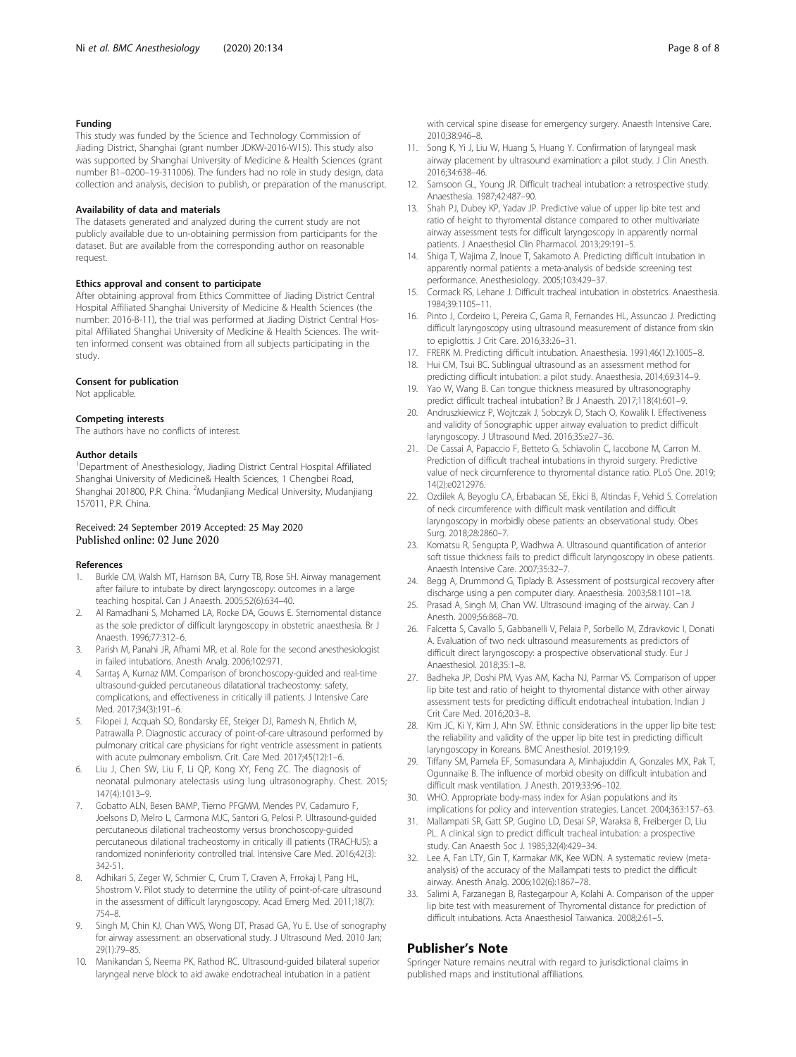### Funding

This study was funded by the Science and Technology Commission of Jiading District, Shanghai (grant number JDKW-2016-W15). This study also was supported by Shanghai University of Medicine & Health Sciences (grant number B1–0200–19-311006). The funders had no role in study design, data collection and analysis, decision to publish, or preparation of the manuscript.

### Availability of data and materials

The datasets generated and analyzed during the current study are not publicly available due to un-obtaining permission from participants for the dataset. But are available from the corresponding author on reasonable request.

### Ethics approval and consent to participate

After obtaining approval from Ethics Committee of Jiading District Central Hospital Affiliated Shanghai University of Medicine & Health Sciences (the number: 2016-B-11), the trial was performed at Jiading District Central Hospital Affiliated Shanghai University of Medicine & Health Sciences. The written informed consent was obtained from all subjects participating in the study.

### Consent for publication

Not applicable.

### Competing interests

The authors have no conflicts of interest.

### Author details

[1]Department of Anesthesiology, Jiading District Central Hospital Affiliated Shanghai University of Medicine& Health Sciences, 1 Chengbei Road, Shanghai 201800, P.R. China. [2]Mudanjiang Medical University, Mudanjiang 157011, P.R. China.

Received: 24 September 2019 Accepted: 25 May 2020
Published online: 02 June 2020

### References

1. Burkle CM, Walsh MT, Harrison BA, Curry TB, Rose SH. Airway management after failure to intubate by direct laryngoscopy: outcomes in a large teaching hospital. Can J Anaesth. 2005;52(6):634–40.
2. Al Ramadhani S, Mohamed LA, Rocke DA, Gouws E. Sternomental distance as the sole predictor of difficult laryngoscopy in obstetric anaesthesia. Br J Anaesth. 1996;77:312–6.
3. Parish M, Panahi JR, Afhami MR, et al. Role for the second anesthesiologist in failed intubations. Anesth Analg. 2006;102:971.
4. Sarıtaş A, Kurnaz MM. Comparison of bronchoscopy-guided and real-time ultrasound-guided percutaneous dilatational tracheostomy: safety, complications, and effectiveness in critically ill patients. J Intensive Care Med. 2017;34(3):191–6.
5. Filopei J, Acquah SO, Bondarsky EE, Steiger DJ, Ramesh N, Ehrlich M, Patrawalla P. Diagnostic accuracy of point-of-care ultrasound performed by pulmonary critical care physicians for right ventricle assessment in patients with acute pulmonary embolism. Crit. Care Med. 2017;45(12):1–6.
6. Liu J, Chen SW, Liu F, Li QP, Kong XY, Feng ZC. The diagnosis of neonatal pulmonary atelectasis using lung ultrasonography. Chest. 2015; 147(4):1013–9.
7. Gobatto ALN, Besen BAMP, Tierno PFGMM, Mendes PV, Cadamuro F, Joelsons D, Melro L, Carmona MJC, Santori G, Pelosi P. Ultrasound-guided percutaneous dilational tracheostomy versus bronchoscopy-guided percutaneous dilational tracheostomy in critically ill patients (TRACHUS): a randomized noninferiority controlled trial. Intensive Care Med. 2016;42(3): 342-51.
8. Adhikari S, Zeger W, Schmier C, Crum T, Craven A, Frrokaj I, Pang HL, Shostrom V. Pilot study to determine the utility of point-of-care ultrasound in the assessment of difficult laryngoscopy. Acad Emerg Med. 2011;18(7): 754–8.
9. Singh M, Chin KJ, Chan VWS, Wong DT, Prasad GA, Yu E. Use of sonography for airway assessment: an observational study. J Ultrasound Med. 2010 Jan; 29(1):79–85.
10. Manikandan S, Neema PK, Rathod RC. Ultrasound-guided bilateral superior laryngeal nerve block to aid awake endotracheal intubation in a patient with cervical spine disease for emergency surgery. Anaesth Intensive Care. 2010;38:946–8.
11. Song K, Yi J, Liu W, Huang S, Huang Y. Confirmation of laryngeal mask airway placement by ultrasound examination: a pilot study. J Clin Anesth. 2016;34:638–46.
12. Samsoon GL, Young JR. Difficult tracheal intubation: a retrospective study. Anaesthesia. 1987;42:487–90.
13. Shah PJ, Dubey KP, Yadav JP. Predictive value of upper lip bite test and ratio of height to thyromental distance compared to other multivariate airway assessment tests for difficult laryngoscopy in apparently normal patients. J Anaesthesiol Clin Pharmacol. 2013;29:191–5.
14. Shiga T, Wajima Z, Inoue T, Sakamoto A. Predicting difficult intubation in apparently normal patients: a meta-analysis of bedside screening test performance. Anesthesiology. 2005;103:429–37.
15. Cormack RS, Lehane J. Difficult tracheal intubation in obstetrics. Anaesthesia. 1984;39:1105–11.
16. Pinto J, Cordeiro L, Pereira C, Gama R, Fernandes HL, Assuncao J. Predicting difficult laryngoscopy using ultrasound measurement of distance from skin to epiglottis. J Crit Care. 2016;33:26–31.
17. FRERK M. Predicting difficult intubation. Anaesthesia. 1991;46(12):1005–8.
18. Hui CM, Tsui BC. Sublingual ultrasound as an assessment method for predicting difficult intubation: a pilot study. Anaesthesia. 2014;69:314–9.
19. Yao W, Wang B. Can tongue thickness measured by ultrasonography predict difficult tracheal intubation? Br J Anaesth. 2017;118(4):601–9.
20. Andruszkiewicz P, Wojtczak J, Sobczyk D, Stach O, Kowalik I. Effectiveness and validity of Sonographic upper airway evaluation to predict difficult laryngoscopy. J Ultrasound Med. 2016;35:e27–36.
21. De Cassai A, Papaccio F, Betteto G, Schiavolin C, Iacobone M, Carron M. Prediction of difficult tracheal intubations in thyroid surgery. Predictive value of neck circumference to thyromental distance ratio. PLoS One. 2019; 14(2):e0212976.
22. Ozdilek A, Beyoglu CA, Erbabacan SE, Ekici B, Altindas F, Vehid S. Correlation of neck circumference with difficult mask ventilation and difficult laryngoscopy in morbidly obese patients: an observational study. Obes Surg. 2018;28:2860–7.
23. Komatsu R, Sengupta P, Wadhwa A. Ultrasound quantification of anterior soft tissue thickness fails to predict difficult laryngoscopy in obese patients. Anaesth Intensive Care. 2007;35:32–7.
24. Begg A, Drummond G, Tiplady B. Assessment of postsurgical recovery after discharge using a pen computer diary. Anaesthesia. 2003;58:1101–18.
25. Prasad A, Singh M, Chan VW. Ultrasound imaging of the airway. Can J Anesth. 2009;56:868–70.
26. Falcetta S, Cavallo S, Gabbanelli V, Pelaia P, Sorbello M, Zdravkovic I, Donati A. Evaluation of two neck ultrasound measurements as predictors of difficult direct laryngoscopy: a prospective observational study. Eur J Anaesthesiol. 2018;35:1–8.
27. Badheka JP, Doshi PM, Vyas AM, Kacha NJ, Parmar VS. Comparison of upper lip bite test and ratio of height to thyromental distance with other airway assessment tests for predicting difficult endotracheal intubation. Indian J Crit Care Med. 2016;20:3–8.
28. Kim JC, Ki Y, Kim J, Ahn SW. Ethnic considerations in the upper lip bite test: the reliability and validity of the upper lip bite test in predicting difficult laryngoscopy in Koreans. BMC Anesthesiol. 2019;19:9.
29. Tiffany SM, Pamela EF, Somasundara A, Minhajuddin A, Gonzales MX, Pak T, Ogunnaike B. The influence of morbid obesity on difficult intubation and difficult mask ventilation. J Anesth. 2019;33:96–102.
30. WHO. Appropriate body-mass index for Asian populations and its implications for policy and intervention strategies. Lancet. 2004;363:157–63.
31. Mallampati SR, Gatt SP, Gugino LD, Desai SP, Waraksa B, Freiberger D, Liu PL. A clinical sign to predict difficult tracheal intubation: a prospective study. Can Anaesth Soc J. 1985;32(4):429–34.
32. Lee A, Fan LTY, Gin T, Karmakar MK, Kee WDN. A systematic review (meta-analysis) of the accuracy of the Mallampati tests to predict the difficult airway. Anesth Analg. 2006;102(6):1867–78.
33. Salimi A, Farzanegan B, Rastegarpour A, Kolahi A. Comparison of the upper lip bite test with measurement of Thyromental distance for prediction of difficult intubations. Acta Anaesthesiol Taiwanica. 2008;2:61–5.

## Publisher's Note

Springer Nature remains neutral with regard to jurisdictional claims in published maps and institutional affiliations.